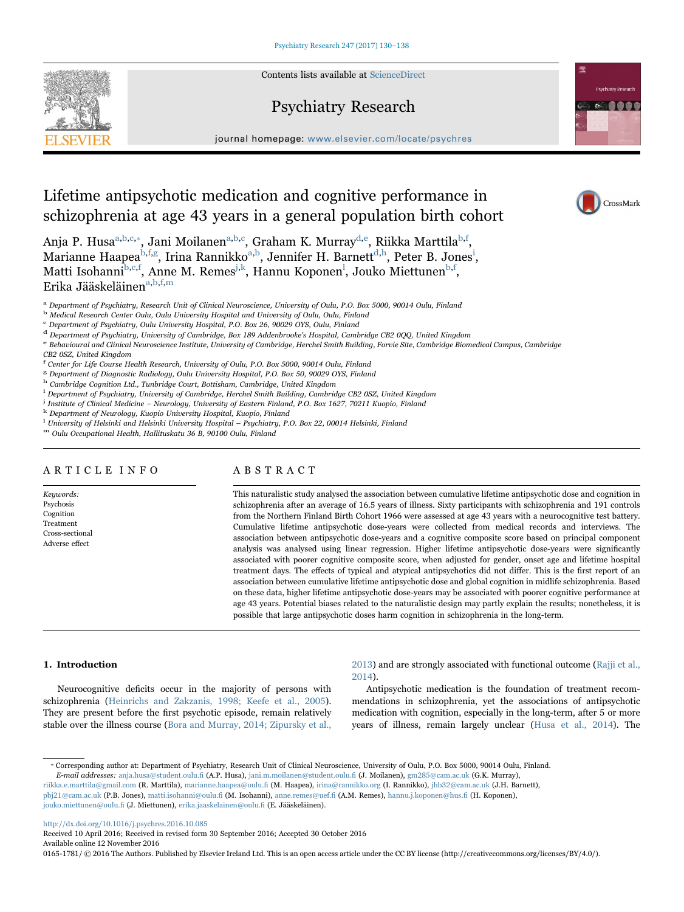# Lifetime antipsychotic medication and cognitive performance in schizophrenia at age 43 years in a general population birth cohort

Anja P. Husa[a,b,c,*], Jani Moilanen[a,b,c], Graham K. Murray[d,e], Riikka Marttila[b,f], Marianne Haapea[b,f,g], Irina Rannikko[a,b], Jennifer H. Barnett[d,h], Peter B. Jones[i], Matti Isohanni[b,c,f], Anne M. Remes[j,k], Hannu Koponen[l], Jouko Miettunen[b,f], Erika Jääskeläinen[a,b,f,m]

[a] Department of Psychiatry, Research Unit of Clinical Neuroscience, University of Oulu, P.O. Box 5000, 90014 Oulu, Finland
[b] Medical Research Center Oulu, Oulu University Hospital and University of Oulu, Oulu, Finland
[c] Department of Psychiatry, Oulu University Hospital, P.O. Box 26, 90029 OYS, Oulu, Finland
[d] Department of Psychiatry, University of Cambridge, Box 189 Addenbrooke's Hospital, Cambridge CB2 0QQ, United Kingdom
[e] Behavioural and Clinical Neuroscience Institute, University of Cambridge, Herchel Smith Building, Forvie Site, Cambridge Biomedical Campus, Cambridge CB2 0SZ, United Kingdom
[f] Center for Life Course Health Research, University of Oulu, P.O. Box 5000, 90014 Oulu, Finland
[g] Department of Diagnostic Radiology, Oulu University Hospital, P.O. Box 50, 90029 OYS, Finland
[h] Cambridge Cognition Ltd., Tunbridge Court, Bottisham, Cambridge, United Kingdom
[i] Department of Psychiatry, University of Cambridge, Herchel Smith Building, Cambridge CB2 0SZ, United Kingdom
[j] Institute of Clinical Medicine – Neurology, University of Eastern Finland, P.O. Box 1627, 70211 Kuopio, Finland
[k] Department of Neurology, Kuopio University Hospital, Kuopio, Finland
[l] University of Helsinki and Helsinki University Hospital – Psychiatry, P.O. Box 22, 00014 Helsinki, Finland
[m] Oulu Occupational Health, Hallituskatu 36 B, 90100 Oulu, Finland

## ARTICLE INFO

*Keywords:*
Psychosis
Cognition
Treatment
Cross-sectional
Adverse effect

## ABSTRACT

This naturalistic study analysed the association between cumulative lifetime antipsychotic dose and cognition in schizophrenia after an average of 16.5 years of illness. Sixty participants with schizophrenia and 191 controls from the Northern Finland Birth Cohort 1966 were assessed at age 43 years with a neurocognitive test battery. Cumulative lifetime antipsychotic dose-years were collected from medical records and interviews. The association between antipsychotic dose-years and a cognitive composite score based on principal component analysis was analysed using linear regression. Higher lifetime antipsychotic dose-years were significantly associated with poorer cognitive composite score, when adjusted for gender, onset age and lifetime hospital treatment days. The effects of typical and atypical antipsychotics did not differ. This is the first report of an association between cumulative lifetime antipsychotic dose and global cognition in midlife schizophrenia. Based on these data, higher lifetime antipsychotic dose-years may be associated with poorer cognitive performance at age 43 years. Potential biases related to the naturalistic design may partly explain the results; nonetheless, it is possible that large antipsychotic doses harm cognition in schizophrenia in the long-term.

## 1. Introduction

Neurocognitive deficits occur in the majority of persons with schizophrenia (Heinrichs and Zakzanis, 1998; Keefe et al., 2005). They are present before the first psychotic episode, remain relatively stable over the illness course (Bora and Murray, 2014; Zipursky et al., 2013) and are strongly associated with functional outcome (Rajji et al., 2014).

Antipsychotic medication is the foundation of treatment recommendations in schizophrenia, yet the associations of antipsychotic medication with cognition, especially in the long-term, after 5 or more years of illness, remain largely unclear (Husa et al., 2014). The

* Corresponding author at: Department of Psychiatry, Research Unit of Clinical Neuroscience, University of Oulu, P.O. Box 5000, 90014 Oulu, Finland.
*E-mail addresses:* anja.husa@student.oulu.fi (A.P. Husa), jani.m.moilanen@student.oulu.fi (J. Moilanen), gm285@cam.ac.uk (G.K. Murray), riikka.e.marttila@gmail.com (R. Marttila), marianne.haapea@oulu.fi (M. Haapea), irina@rannikko.org (I. Rannikko), jhb32@cam.ac.uk (J.H. Barnett), pbj21@cam.ac.uk (P.B. Jones), matti.isohanni@oulu.fi (M. Isohanni), anne.remes@uef.fi (A.M. Remes), hannu.j.koponen@hus.fi (H. Koponen), jouko.miettunen@oulu.fi (J. Miettunen), erika.jaaskelainen@oulu.fi (E. Jääskeläinen).

http://dx.doi.org/10.1016/j.psychres.2016.10.085
Received 10 April 2016; Received in revised form 30 September 2016; Accepted 30 October 2016
Available online 12 November 2016
0165-1781/ © 2016 The Authors. Published by Elsevier Ireland Ltd. This is an open access article under the CC BY license (http://creativecommons.org/licenses/BY/4.0/).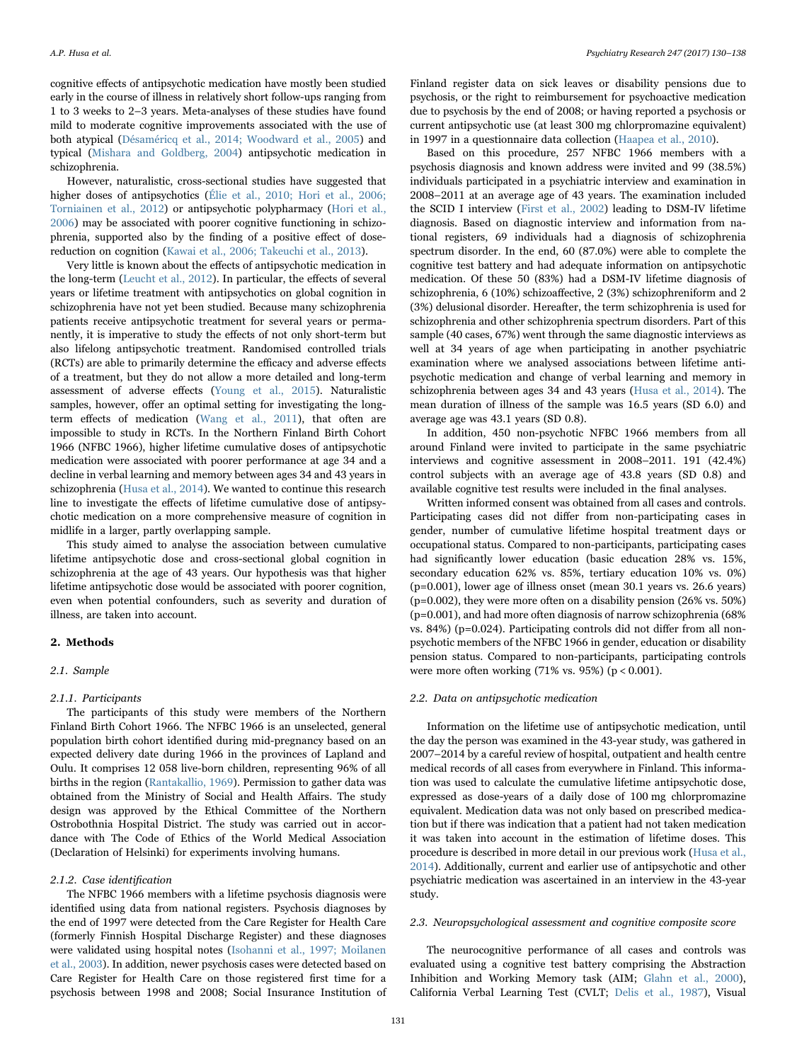cognitive effects of antipsychotic medication have mostly been studied early in the course of illness in relatively short follow-ups ranging from 1 to 3 weeks to 2–3 years. Meta-analyses of these studies have found mild to moderate cognitive improvements associated with the use of both atypical (Désaméricq et al., 2014; Woodward et al., 2005) and typical (Mishara and Goldberg, 2004) antipsychotic medication in schizophrenia.

However, naturalistic, cross-sectional studies have suggested that higher doses of antipsychotics (Élie et al., 2010; Hori et al., 2006; Torniainen et al., 2012) or antipsychotic polypharmacy (Hori et al., 2006) may be associated with poorer cognitive functioning in schizophrenia, supported also by the finding of a positive effect of dose-reduction on cognition (Kawai et al., 2006; Takeuchi et al., 2013).

Very little is known about the effects of antipsychotic medication in the long-term (Leucht et al., 2012). In particular, the effects of several years or lifetime treatment with antipsychotics on global cognition in schizophrenia have not yet been studied. Because many schizophrenia patients receive antipsychotic treatment for several years or permanently, it is imperative to study the effects of not only short-term but also lifelong antipsychotic treatment. Randomised controlled trials (RCTs) are able to primarily determine the efficacy and adverse effects of a treatment, but they do not allow a more detailed and long-term assessment of adverse effects (Young et al., 2015). Naturalistic samples, however, offer an optimal setting for investigating the long-term effects of medication (Wang et al., 2011), that often are impossible to study in RCTs. In the Northern Finland Birth Cohort 1966 (NFBC 1966), higher lifetime cumulative doses of antipsychotic medication were associated with poorer performance at age 34 and a decline in verbal learning and memory between ages 34 and 43 years in schizophrenia (Husa et al., 2014). We wanted to continue this research line to investigate the effects of lifetime cumulative dose of antipsychotic medication on a more comprehensive measure of cognition in midlife in a larger, partly overlapping sample.

This study aimed to analyse the association between cumulative lifetime antipsychotic dose and cross-sectional global cognition in schizophrenia at the age of 43 years. Our hypothesis was that higher lifetime antipsychotic dose would be associated with poorer cognition, even when potential confounders, such as severity and duration of illness, are taken into account.

## 2. Methods

### 2.1. Sample

#### 2.1.1. Participants

The participants of this study were members of the Northern Finland Birth Cohort 1966. The NFBC 1966 is an unselected, general population birth cohort identified during mid-pregnancy based on an expected delivery date during 1966 in the provinces of Lapland and Oulu. It comprises 12 058 live-born children, representing 96% of all births in the region (Rantakallio, 1969). Permission to gather data was obtained from the Ministry of Social and Health Affairs. The study design was approved by the Ethical Committee of the Northern Ostrobothnia Hospital District. The study was carried out in accordance with The Code of Ethics of the World Medical Association (Declaration of Helsinki) for experiments involving humans.

#### 2.1.2. Case identification

The NFBC 1966 members with a lifetime psychosis diagnosis were identified using data from national registers. Psychosis diagnoses by the end of 1997 were detected from the Care Register for Health Care (formerly Finnish Hospital Discharge Register) and these diagnoses were validated using hospital notes (Isohanni et al., 1997; Moilanen et al., 2003). In addition, newer psychosis cases were detected based on Care Register for Health Care on those registered first time for a psychosis between 1998 and 2008; Social Insurance Institution of Finland register data on sick leaves or disability pensions due to psychosis, or the right to reimbursement for psychoactive medication due to psychosis by the end of 2008; or having reported a psychosis or current antipsychotic use (at least 300 mg chlorpromazine equivalent) in 1997 in a questionnaire data collection (Haapea et al., 2010).

Based on this procedure, 257 NFBC 1966 members with a psychosis diagnosis and known address were invited and 99 (38.5%) individuals participated in a psychiatric interview and examination in 2008–2011 at an average age of 43 years. The examination included the SCID I interview (First et al., 2002) leading to DSM-IV lifetime diagnosis. Based on diagnostic interview and information from national registers, 69 individuals had a diagnosis of schizophrenia spectrum disorder. In the end, 60 (87.0%) were able to complete the cognitive test battery and had adequate information on antipsychotic medication. Of these 50 (83%) had a DSM-IV lifetime diagnosis of schizophrenia, 6 (10%) schizoaffective, 2 (3%) schizophreniform and 2 (3%) delusional disorder. Hereafter, the term schizophrenia is used for schizophrenia and other schizophrenia spectrum disorders. Part of this sample (40 cases, 67%) went through the same diagnostic interviews as well at 34 years of age when participating in another psychiatric examination where we analysed associations between lifetime antipsychotic medication and change of verbal learning and memory in schizophrenia between ages 34 and 43 years (Husa et al., 2014). The mean duration of illness of the sample was 16.5 years (SD 6.0) and average age was 43.1 years (SD 0.8).

In addition, 450 non-psychotic NFBC 1966 members from all around Finland were invited to participate in the same psychiatric interviews and cognitive assessment in 2008–2011. 191 (42.4%) control subjects with an average age of 43.8 years (SD 0.8) and available cognitive test results were included in the final analyses.

Written informed consent was obtained from all cases and controls. Participating cases did not differ from non-participating cases in gender, number of cumulative lifetime hospital treatment days or occupational status. Compared to non-participants, participating cases had significantly lower education (basic education 28% vs. 15%, secondary education 62% vs. 85%, tertiary education 10% vs. 0%) ($p=0.001$), lower age of illness onset (mean 30.1 years vs. 26.6 years) ($p=0.002$), they were more often on a disability pension (26% vs. 50%) ($p=0.001$), and had more often diagnosis of narrow schizophrenia (68% vs. 84%) ($p=0.024$). Participating controls did not differ from all non-psychotic members of the NFBC 1966 in gender, education or disability pension status. Compared to non-participants, participating controls were more often working (71% vs. 95%) ($p < 0.001$).

### 2.2. Data on antipsychotic medication

Information on the lifetime use of antipsychotic medication, until the day the person was examined in the 43-year study, was gathered in 2007–2014 by a careful review of hospital, outpatient and health centre medical records of all cases from everywhere in Finland. This information was used to calculate the cumulative lifetime antipsychotic dose, expressed as dose-years of a daily dose of 100 mg chlorpromazine equivalent. Medication data was not only based on prescribed medication but if there was indication that a patient had not taken medication it was taken into account in the estimation of lifetime doses. This procedure is described in more detail in our previous work (Husa et al., 2014). Additionally, current and earlier use of antipsychotic and other psychiatric medication was ascertained in an interview in the 43-year study.

### 2.3. Neuropsychological assessment and cognitive composite score

The neurocognitive performance of all cases and controls was evaluated using a cognitive test battery comprising the Abstraction Inhibition and Working Memory task (AIM; Glahn et al., 2000), California Verbal Learning Test (CVLT; Delis et al., 1987), Visual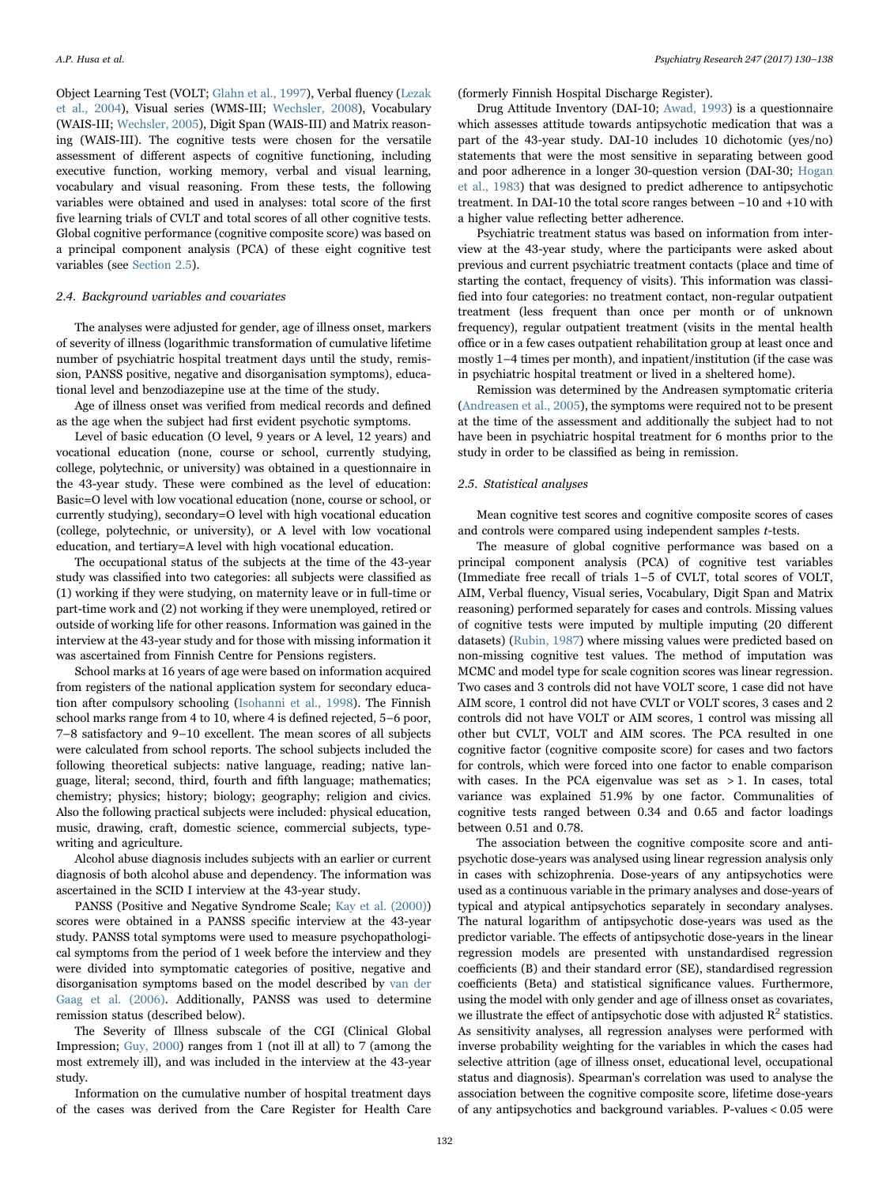Object Learning Test (VOLT; Glahn et al., 1997), Verbal fluency (Lezak et al., 2004), Visual series (WMS-III; Wechsler, 2008), Vocabulary (WAIS-III; Wechsler, 2005), Digit Span (WAIS-III) and Matrix reasoning (WAIS-III). The cognitive tests were chosen for the versatile assessment of different aspects of cognitive functioning, including executive function, working memory, verbal and visual learning, vocabulary and visual reasoning. From these tests, the following variables were obtained and used in analyses: total score of the first five learning trials of CVLT and total scores of all other cognitive tests. Global cognitive performance (cognitive composite score) was based on a principal component analysis (PCA) of these eight cognitive test variables (see Section 2.5).

### 2.4. Background variables and covariates

The analyses were adjusted for gender, age of illness onset, markers of severity of illness (logarithmic transformation of cumulative lifetime number of psychiatric hospital treatment days until the study, remission, PANSS positive, negative and disorganisation symptoms), educational level and benzodiazepine use at the time of the study.

Age of illness onset was verified from medical records and defined as the age when the subject had first evident psychotic symptoms.

Level of basic education (O level, 9 years or A level, 12 years) and vocational education (none, course or school, currently studying, college, polytechnic, or university) was obtained in a questionnaire in the 43-year study. These were combined as the level of education: Basic=O level with low vocational education (none, course or school, or currently studying), secondary=O level with high vocational education (college, polytechnic, or university), or A level with low vocational education, and tertiary=A level with high vocational education.

The occupational status of the subjects at the time of the 43-year study was classified into two categories: all subjects were classified as (1) working if they were studying, on maternity leave or in full-time or part-time work and (2) not working if they were unemployed, retired or outside of working life for other reasons. Information was gained in the interview at the 43-year study and for those with missing information it was ascertained from Finnish Centre for Pensions registers.

School marks at 16 years of age were based on information acquired from registers of the national application system for secondary education after compulsory schooling (Isohanni et al., 1998). The Finnish school marks range from 4 to 10, where 4 is defined rejected, 5–6 poor, 7–8 satisfactory and 9–10 excellent. The mean scores of all subjects were calculated from school reports. The school subjects included the following theoretical subjects: native language, reading; native language, literal; second, third, fourth and fifth language; mathematics; chemistry; physics; history; biology; geography; religion and civics. Also the following practical subjects were included: physical education, music, drawing, craft, domestic science, commercial subjects, typewriting and agriculture.

Alcohol abuse diagnosis includes subjects with an earlier or current diagnosis of both alcohol abuse and dependency. The information was ascertained in the SCID I interview at the 43-year study.

PANSS (Positive and Negative Syndrome Scale; Kay et al. (2000)) scores were obtained in a PANSS specific interview at the 43-year study. PANSS total symptoms were used to measure psychopathological symptoms from the period of 1 week before the interview and they were divided into symptomatic categories of positive, negative and disorganisation symptoms based on the model described by van der Gaag et al. (2006). Additionally, PANSS was used to determine remission status (described below).

The Severity of Illness subscale of the CGI (Clinical Global Impression; Guy, 2000) ranges from 1 (not ill at all) to 7 (among the most extremely ill), and was included in the interview at the 43-year study.

Information on the cumulative number of hospital treatment days of the cases was derived from the Care Register for Health Care (formerly Finnish Hospital Discharge Register).

Drug Attitude Inventory (DAI-10; Awad, 1993) is a questionnaire which assesses attitude towards antipsychotic medication that was a part of the 43-year study. DAI-10 includes 10 dichotomic (yes/no) statements that were the most sensitive in separating between good and poor adherence in a longer 30-question version (DAI-30; Hogan et al., 1983) that was designed to predict adherence to antipsychotic treatment. In DAI-10 the total score ranges between −10 and +10 with a higher value reflecting better adherence.

Psychiatric treatment status was based on information from interview at the 43-year study, where the participants were asked about previous and current psychiatric treatment contacts (place and time of starting the contact, frequency of visits). This information was classified into four categories: no treatment contact, non-regular outpatient treatment (less frequent than once per month or of unknown frequency), regular outpatient treatment (visits in the mental health office or in a few cases outpatient rehabilitation group at least once and mostly 1–4 times per month), and inpatient/institution (if the case was in psychiatric hospital treatment or lived in a sheltered home).

Remission was determined by the Andreasen symptomatic criteria (Andreasen et al., 2005), the symptoms were required not to be present at the time of the assessment and additionally the subject had to not have been in psychiatric hospital treatment for 6 months prior to the study in order to be classified as being in remission.

### 2.5. Statistical analyses

Mean cognitive test scores and cognitive composite scores of cases and controls were compared using independent samples *t*-tests.

The measure of global cognitive performance was based on a principal component analysis (PCA) of cognitive test variables (Immediate free recall of trials 1–5 of CVLT, total scores of VOLT, AIM, Verbal fluency, Visual series, Vocabulary, Digit Span and Matrix reasoning) performed separately for cases and controls. Missing values of cognitive tests were imputed by multiple imputing (20 different datasets) (Rubin, 1987) where missing values were predicted based on non-missing cognitive test values. The method of imputation was MCMC and model type for scale cognition scores was linear regression. Two cases and 3 controls did not have VOLT score, 1 case did not have AIM score, 1 control did not have CVLT or VOLT scores, 3 cases and 2 controls did not have VOLT or AIM scores, 1 control was missing all other but CVLT, VOLT and AIM scores. The PCA resulted in one cognitive factor (cognitive composite score) for cases and two factors for controls, which were forced into one factor to enable comparison with cases. In the PCA eigenvalue was set as $>1$. In cases, total variance was explained 51.9% by one factor. Communalities of cognitive tests ranged between 0.34 and 0.65 and factor loadings between 0.51 and 0.78.

The association between the cognitive composite score and antipsychotic dose-years was analysed using linear regression analysis only in cases with schizophrenia. Dose-years of any antipsychotics were used as a continuous variable in the primary analyses and dose-years of typical and atypical antipsychotics separately in secondary analyses. The natural logarithm of antipsychotic dose-years was used as the predictor variable. The effects of antipsychotic dose-years in the linear regression models are presented with unstandardised regression coefficients (B) and their standard error (SE), standardised regression coefficients (Beta) and statistical significance values. Furthermore, using the model with only gender and age of illness onset as covariates, we illustrate the effect of antipsychotic dose with adjusted $R^2$ statistics. As sensitivity analyses, all regression analyses were performed with inverse probability weighting for the variables in which the cases had selective attrition (age of illness onset, educational level, occupational status and diagnosis). Spearman's correlation was used to analyse the association between the cognitive composite score, lifetime dose-years of any antipsychotics and background variables. P-values $<0.05$ were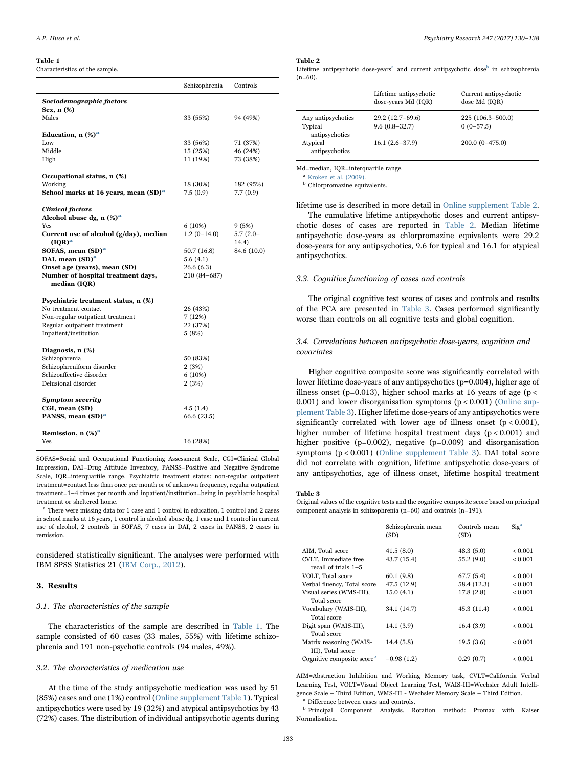**Table 1**
Characteristics of the sample.

| | Schizophrenia | Controls |
|---|---|---|
| ***Sociodemographic factors*** | | |
| **Sex, n (%)** | | |
| Males | 33 (55%) | 94 (49%) |
| **Education, n (%)**[a] | | |
| Low | 33 (56%) | 71 (37%) |
| Middle | 15 (25%) | 46 (24%) |
| High | 11 (19%) | 73 (38%) |
| **Occupational status, n (%)** | | |
| Working | 18 (30%) | 182 (95%) |
| **School marks at 16 years, mean (SD)**[a] | 7.5 (0.9) | 7.7 (0.9) |
| ***Clinical factors*** | | |
| **Alcohol abuse dg, n (%)**[a] | | |
| Yes | 6 (10%) | 9 (5%) |
| **Current use of alcohol (g/day), median (IQR)**[a] | 1.2 (0–14.0) | 5.7 (2.0–14.4) |
| **SOFAS, mean (SD)**[a] | 50.7 (16.8) | 84.6 (10.0) |
| **DAI, mean (SD)**[a] | 5.6 (4.1) | |
| **Onset age (years), mean (SD)** | 26.6 (6.3) | |
| **Number of hospital treatment days, median (IQR)** | 210 (84–687) | |
| **Psychiatric treatment status, n (%)** | | |
| No treatment contact | 26 (43%) | |
| Non-regular outpatient treatment | 7 (12%) | |
| Regular outpatient treatment | 22 (37%) | |
| Inpatient/institution | 5 (8%) | |
| **Diagnosis, n (%)** | | |
| Schizophrenia | 50 (83%) | |
| Schizophreniform disorder | 2 (3%) | |
| Schizoaffective disorder | 6 (10%) | |
| Delusional disorder | 2 (3%) | |
| ***Symptom severity*** | | |
| **CGI, mean (SD)** | 4.5 (1.4) | |
| **PANSS, mean (SD)**[a] | 66.6 (23.5) | |
| **Remission, n (%)**[a] | | |
| Yes | 16 (28%) | |

SOFAS=Social and Occupational Functioning Assessment Scale, CGI=Clinical Global Impression, DAI=Drug Attitude Inventory, PANSS=Positive and Negative Syndrome Scale, IQR=interquartile range. Psychiatric treatment status: non-regular outpatient treatment=contact less than once per month or of unknown frequency, regular outpatient treatment=1–4 times per month and inpatient/institution=being in psychiatric hospital treatment or sheltered home.

[a] There were missing data for 1 case and 1 control in education, 1 control and 2 cases in school marks at 16 years, 1 control in alcohol abuse dg, 1 case and 1 control in current use of alcohol, 2 controls in SOFAS, 7 cases in DAI, 2 cases in PANSS, 2 cases in remission.

considered statistically significant. The analyses were performed with IBM SPSS Statistics 21 (IBM Corp., 2012).

## 3. Results

### 3.1. The characteristics of the sample

The characteristics of the sample are described in Table 1. The sample consisted of 60 cases (33 males, 55%) with lifetime schizophrenia and 191 non-psychotic controls (94 males, 49%).

### 3.2. The characteristics of medication use

At the time of the study antipsychotic medication was used by 51 (85%) cases and one (1%) control (Online supplement Table 1). Typical antipsychotics were used by 19 (32%) and atypical antipsychotics by 43 (72%) cases. The distribution of individual antipsychotic agents during lifetime use is described in more detail in Online supplement Table 2.

The cumulative lifetime antipsychotic doses and current antipsychotic doses of cases are reported in Table 2. Median lifetime antipsychotic dose-years as chlorpromazine equivalents were 29.2 dose-years for any antipsychotics, 9.6 for typical and 16.1 for atypical antipsychotics.

**Table 2**
Lifetime antipsychotic dose-years[a] and current antipsychotic dose[b] in schizophrenia (n=60).

| | Lifetime antipsychotic dose-years Md (IQR) | Current antipsychotic dose Md (IQR) |
|---|---|---|
| Any antipsychotics | 29.2 (12.7–69.6) | 225 (106.3–500.0) |
| Typical antipsychotics | 9.6 (0.8–32.7) | 0 (0–57.5) |
| Atypical antipsychotics | 16.1 (2.6–37.9) | 200.0 (0–475.0) |

Md=median, IQR=interquartile range.

[a] Kroken et al. (2009).

[b] Chlorpromazine equivalents.

### 3.3. Cognitive functioning of cases and controls

The original cognitive test scores of cases and controls and results of the PCA are presented in Table 3. Cases performed significantly worse than controls on all cognitive tests and global cognition.

### 3.4. Correlations between antipsychotic dose-years, cognition and covariates

Higher cognitive composite score was significantly correlated with lower lifetime dose-years of any antipsychotics (p=0.004), higher age of illness onset (p=0.013), higher school marks at 16 years of age ($p < 0.001$) and lower disorganisation symptoms ($p < 0.001$) (Online supplement Table 3). Higher lifetime dose-years of any antipsychotics were significantly correlated with lower age of illness onset ($p < 0.001$), higher number of lifetime hospital treatment days ($p < 0.001$) and higher positive (p=0.002), negative (p=0.009) and disorganisation symptoms ($p < 0.001$) (Online supplement Table 3). DAI total score did not correlate with cognition, lifetime antipsychotic dose-years of any antipsychotics, age of illness onset, lifetime hospital treatment

**Table 3**
Original values of the cognitive tests and the cognitive composite score based on principal component analysis in schizophrenia (n=60) and controls (n=191).

| | Schizophrenia mean (SD) | Controls mean (SD) | Sig[a] |
|---|---|---|---|
| AIM, Total score | 41.5 (8.0) | 48.3 (5.0) | < 0.001 |
| CVLT, Immediate free recall of trials 1–5 | 43.7 (15.4) | 55.2 (9.0) | < 0.001 |
| VOLT, Total score | 60.1 (9.8) | 67.7 (5.4) | < 0.001 |
| Verbal fluency, Total score | 47.5 (12.9) | 58.4 (12.3) | < 0.001 |
| Visual series (WMS-III), Total score | 15.0 (4.1) | 17.8 (2.8) | < 0.001 |
| Vocabulary (WAIS-III), Total score | 34.1 (14.7) | 45.3 (11.4) | < 0.001 |
| Digit span (WAIS-III), Total score | 14.1 (3.9) | 16.4 (3.9) | < 0.001 |
| Matrix reasoning (WAIS-III), Total score | 14.4 (5.8) | 19.5 (3.6) | < 0.001 |
| Cognitive composite score[b] | −0.98 (1.2) | 0.29 (0.7) | < 0.001 |

AIM=Abstraction Inhibition and Working Memory task, CVLT=California Verbal Learning Test, VOLT=Visual Object Learning Test, WAIS-III=Wechsler Adult Intelligence Scale – Third Edition, WMS-III - Wechsler Memory Scale – Third Edition.

[a] Difference between cases and controls.

[b] Principal Component Analysis. Rotation method: Promax with Kaiser Normalisation.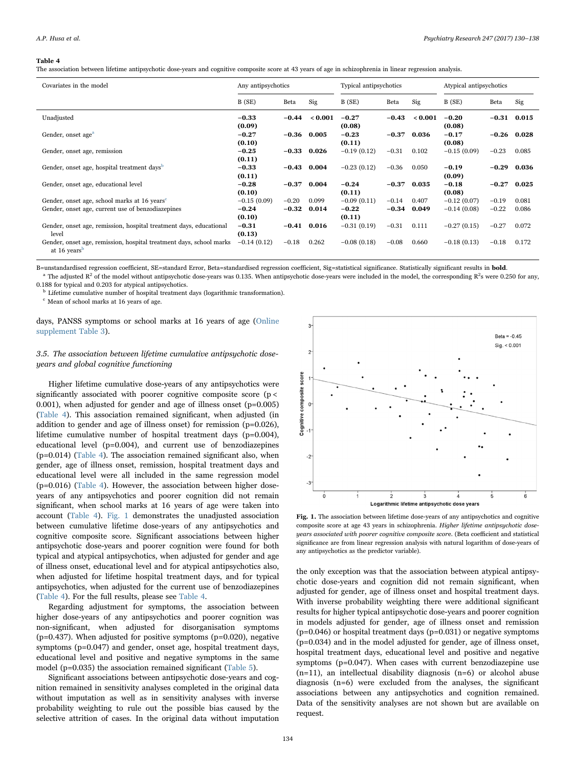**Table 4**
The association between lifetime antipsychotic dose-years and cognitive composite score at 43 years of age in schizophrenia in linear regression analysis.

| Covariates in the model | Any antipsychotics | | | Typical antipsychotics | | | Atypical antipsychotics | | |
|---|---|---|---|---|---|---|---|---|---|
| | B (SE) | Beta | Sig | B (SE) | Beta | Sig | B (SE) | Beta | Sig |
| Unadjusted | **−0.33 (0.09)** | **−0.44** | **< 0.001** | **−0.27 (0.08)** | **−0.43** | **< 0.001** | **−0.20 (0.08)** | **−0.31** | **0.015** |
| Gender, onset age[a] | **−0.27 (0.10)** | **−0.36** | **0.005** | **−0.23 (0.11)** | **−0.37** | **0.036** | **−0.17 (0.08)** | **−0.26** | **0.028** |
| Gender, onset age, remission | **−0.25 (0.11)** | **−0.33** | **0.026** | −0.19 (0.12) | −0.31 | 0.102 | −0.15 (0.09) | −0.23 | 0.085 |
| Gender, onset age, hospital treatment days[b] | **−0.33 (0.11)** | **−0.43** | **0.004** | −0.23 (0.12) | −0.36 | 0.050 | **−0.19 (0.09)** | **−0.29** | **0.036** |
| Gender, onset age, educational level | **−0.28 (0.10)** | **−0.37** | **0.004** | **−0.24 (0.11)** | **−0.37** | **0.035** | **−0.18 (0.08)** | **−0.27** | **0.025** |
| Gender, onset age, school marks at 16 years[c] | −0.15 (0.09) | −0.20 | 0.099 | −0.09 (0.11) | −0.14 | 0.407 | −0.12 (0.07) | −0.19 | 0.081 |
| Gender, onset age, current use of benzodiazepines | **−0.24 (0.10)** | **−0.32** | **0.014** | **−0.22 (0.11)** | **−0.34** | **0.049** | −0.14 (0.08) | −0.22 | 0.086 |
| Gender, onset age, remission, hospital treatment days, educational level | **−0.31 (0.13)** | **−0.41** | **0.016** | −0.31 (0.19) | −0.31 | 0.111 | −0.27 (0.15) | −0.27 | 0.072 |
| Gender, onset age, remission, hospital treatment days, school marks at 16 years[b] | −0.14 (0.12) | −0.18 | 0.262 | −0.08 (0.18) | −0.08 | 0.660 | −0.18 (0.13) | −0.18 | 0.172 |

B=unstandardised regression coefficient, SE=standard Error, Beta=standardised regression coefficient, Sig=statistical significance. Statistically significant results in **bold**.
[a] The adjusted $R^2$ of the model without antipsychotic dose-years was 0.135. When antipsychotic dose-years were included in the model, the corresponding $R^2$s were 0.250 for any, 0.188 for typical and 0.203 for atypical antipsychotics.
[b] Lifetime cumulative number of hospital treatment days (logarithmic transformation).
[c] Mean of school marks at 16 years of age.

days, PANSS symptoms or school marks at 16 years of age (Online supplement Table 3).

### 3.5. The association between lifetime cumulative antipsychotic dose-years and global cognitive functioning

Higher lifetime cumulative dose-years of any antipsychotics were significantly associated with poorer cognitive composite score ($p < 0.001$), when adjusted for gender and age of illness onset (p=0.005) (Table 4). This association remained significant, when adjusted (in addition to gender and age of illness onset) for remission (p=0.026), lifetime cumulative number of hospital treatment days (p=0.004), educational level (p=0.004), and current use of benzodiazepines (p=0.014) (Table 4). The association remained significant also, when gender, age of illness onset, remission, hospital treatment days and educational level were all included in the same regression model (p=0.016) (Table 4). However, the association between higher dose-years of any antipsychotics and poorer cognition did not remain significant, when school marks at 16 years of age were taken into account (Table 4). Fig. 1 demonstrates the unadjusted association between cumulative lifetime dose-years of any antipsychotics and cognitive composite score. Significant associations between higher antipsychotic dose-years and poorer cognition were found for both typical and atypical antipsychotics, when adjusted for gender and age of illness onset, educational level and for atypical antipsychotics also, when adjusted for lifetime hospital treatment days, and for typical antipsychotics, when adjusted for the current use of benzodiazepines (Table 4). For the full results, please see Table 4.

Regarding adjustment for symptoms, the association between higher dose-years of any antipsychotics and poorer cognition was non-significant, when adjusted for disorganisation symptoms (p=0.437). When adjusted for positive symptoms (p=0.020), negative symptoms (p=0.047) and gender, onset age, hospital treatment days, educational level and positive and negative symptoms in the same model (p=0.035) the association remained significant (Table 5).

Significant associations between antipsychotic dose-years and cognition remained in sensitivity analyses completed in the original data without imputation as well as in sensitivity analyses with inverse probability weighting to rule out the possible bias caused by the selective attrition of cases. In the original data without imputation the only exception was that the association between atypical antipsychotic dose-years and cognition did not remain significant, when adjusted for gender, age of illness onset and hospital treatment days. With inverse probability weighting there were additional significant results for higher typical antipsychotic dose-years and poorer cognition in models adjusted for gender, age of illness onset and remission (p=0.046) or hospital treatment days (p=0.031) or negative symptoms (p=0.034) and in the model adjusted for gender, age of illness onset, hospital treatment days, educational level and positive and negative symptoms (p=0.047). When cases with current benzodiazepine use (n=11), an intellectual disability diagnosis (n=6) or alcohol abuse diagnosis (n=6) were excluded from the analyses, the significant associations between any antipsychotics and cognition remained. Data of the sensitivity analyses are not shown but are available on request.

**Fig. 1.** The association between lifetime dose-years of any antipsychotics and cognitive composite score at age 43 years in schizophrenia. *Higher lifetime antipsychotic dose-years associated with poorer cognitive composite score.* (Beta coefficient and statistical significance are from linear regression analysis with natural logarithm of dose-years of any antipsychotics as the predictor variable).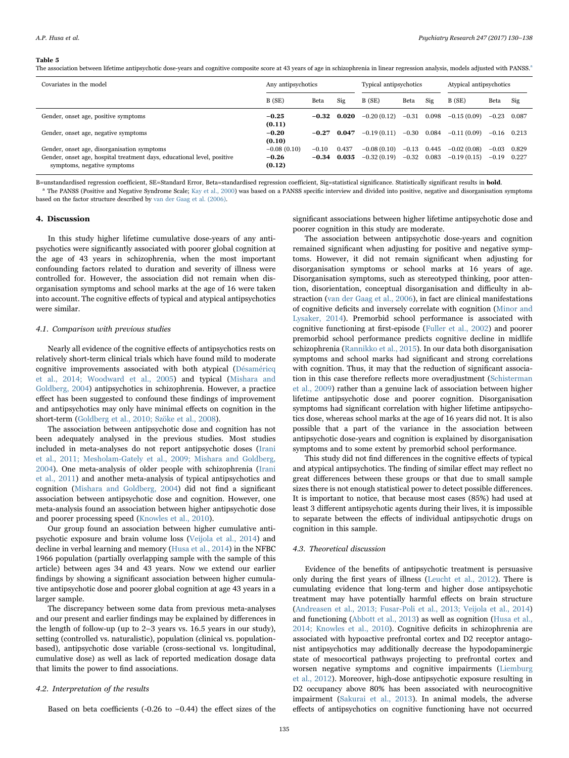**Table 5**

The association between lifetime antipsychotic dose-years and cognitive composite score at 43 years of age in schizophrenia in linear regression analysis, models adjusted with PANSS.[a]

| Covariates in the model | Any antipsychotics | | | Typical antipsychotics | | | Atypical antipsychotics | | |
|---|---|---|---|---|---|---|---|---|---|
| | B (SE) | Beta | Sig | B (SE) | Beta | Sig | B (SE) | Beta | Sig |
| Gender, onset age, positive symptoms | **−0.25 (0.11)** | **−0.32** | **0.020** | −0.20 (0.12) | −0.31 | 0.098 | −0.15 (0.09) | −0.23 | 0.087 |
| Gender, onset age, negative symptoms | **−0.20 (0.10)** | **−0.27** | **0.047** | −0.19 (0.11) | −0.30 | 0.084 | −0.11 (0.09) | −0.16 | 0.213 |
| Gender, onset age, disorganisation symptoms | −0.08 (0.10) | −0.10 | 0.437 | −0.08 (0.10) | −0.13 | 0.445 | −0.02 (0.08) | −0.03 | 0.829 |
| Gender, onset age, hospital treatment days, educational level, positive symptoms, negative symptoms | **−0.26 (0.12)** | **−0.34** | **0.035** | −0.32 (0.19) | −0.32 | 0.083 | −0.19 (0.15) | −0.19 | 0.227 |

B=unstandardised regression coefficient, SE=Standard Error, Beta=standardised regression coefficient, Sig=statistical significance. Statistically significant results in **bold**.

[a] The PANSS (Positive and Negative Syndrome Scale; Kay et al., 2000) was based on a PANSS specific interview and divided into positive, negative and disorganisation symptoms based on the factor structure described by van der Gaag et al. (2006).

## 4. Discussion

In this study higher lifetime cumulative dose-years of any antipsychotics were significantly associated with poorer global cognition at the age of 43 years in schizophrenia, when the most important confounding factors related to duration and severity of illness were controlled for. However, the association did not remain when disorganisation symptoms and school marks at the age of 16 were taken into account. The cognitive effects of typical and atypical antipsychotics were similar.

### 4.1. Comparison with previous studies

Nearly all evidence of the cognitive effects of antipsychotics rests on relatively short-term clinical trials which have found mild to moderate cognitive improvements associated with both atypical (Désaméricq et al., 2014; Woodward et al., 2005) and typical (Mishara and Goldberg, 2004) antipsychotics in schizophrenia. However, a practice effect has been suggested to confound these findings of improvement and antipsychotics may only have minimal effects on cognition in the short-term (Goldberg et al., 2010; Szöke et al., 2008).

The association between antipsychotic dose and cognition has not been adequately analysed in the previous studies. Most studies included in meta-analyses do not report antipsychotic doses (Irani et al., 2011; Mesholam-Gately et al., 2009; Mishara and Goldberg, 2004). One meta-analysis of older people with schizophrenia (Irani et al., 2011) and another meta-analysis of typical antipsychotics and cognition (Mishara and Goldberg, 2004) did not find a significant association between antipsychotic dose and cognition. However, one meta-analysis found an association between higher antipsychotic dose and poorer processing speed (Knowles et al., 2010).

Our group found an association between higher cumulative antipsychotic exposure and brain volume loss (Veijola et al., 2014) and decline in verbal learning and memory (Husa et al., 2014) in the NFBC 1966 population (partially overlapping sample with the sample of this article) between ages 34 and 43 years. Now we extend our earlier findings by showing a significant association between higher cumulative antipsychotic dose and poorer global cognition at age 43 years in a larger sample.

The discrepancy between some data from previous meta-analyses and our present and earlier findings may be explained by differences in the length of follow-up (up to 2–3 years vs. 16.5 years in our study), setting (controlled vs. naturalistic), population (clinical vs. population-based), antipsychotic dose variable (cross-sectional vs. longitudinal, cumulative dose) as well as lack of reported medication dosage data that limits the power to find associations.

### 4.2. Interpretation of the results

Based on beta coefficients (-0.26 to −0.44) the effect sizes of the significant associations between higher lifetime antipsychotic dose and poorer cognition in this study are moderate.

The association between antipsychotic dose-years and cognition remained significant when adjusting for positive and negative symptoms. However, it did not remain significant when adjusting for disorganisation symptoms or school marks at 16 years of age. Disorganisation symptoms, such as stereotyped thinking, poor attention, disorientation, conceptual disorganisation and difficulty in abstraction (van der Gaag et al., 2006), in fact are clinical manifestations of cognitive deficits and inversely correlate with cognition (Minor and Lysaker, 2014). Premorbid school performance is associated with cognitive functioning at first-episode (Fuller et al., 2002) and poorer premorbid school performance predicts cognitive decline in midlife schizophrenia (Rannikko et al., 2015). In our data both disorganisation symptoms and school marks had significant and strong correlations with cognition. Thus, it may that the reduction of significant association in this case therefore reflects more overadjustment (Schisterman et al., 2009) rather than a genuine lack of association between higher lifetime antipsychotic dose and poorer cognition. Disorganisation symptoms had significant correlation with higher lifetime antipsychotics dose, whereas school marks at the age of 16 years did not. It is also possible that a part of the variance in the association between antipsychotic dose-years and cognition is explained by disorganisation symptoms and to some extent by premorbid school performance.

This study did not find differences in the cognitive effects of typical and atypical antipsychotics. The finding of similar effect may reflect no great differences between these groups or that due to small sample sizes there is not enough statistical power to detect possible differences. It is important to notice, that because most cases (85%) had used at least 3 different antipsychotic agents during their lives, it is impossible to separate between the effects of individual antipsychotic drugs on cognition in this sample.

### 4.3. Theoretical discussion

Evidence of the benefits of antipsychotic treatment is persuasive only during the first years of illness (Leucht et al., 2012). There is cumulating evidence that long-term and higher dose antipsychotic treatment may have potentially harmful effects on brain structure (Andreasen et al., 2013; Fusar-Poli et al., 2013; Veijola et al., 2014) and functioning (Abbott et al., 2013) as well as cognition (Husa et al., 2014; Knowles et al., 2010). Cognitive deficits in schizophrenia are associated with hypoactive prefrontal cortex and D2 receptor antagonist antipsychotics may additionally decrease the hypodopaminergic state of mesocortical pathways projecting to prefrontal cortex and worsen negative symptoms and cognitive impairments (Liemburg et al., 2012). Moreover, high-dose antipsychotic exposure resulting in D2 occupancy above 80% has been associated with neurocognitive impairment (Sakurai et al., 2013). In animal models, the adverse effects of antipsychotics on cognitive functioning have not occurred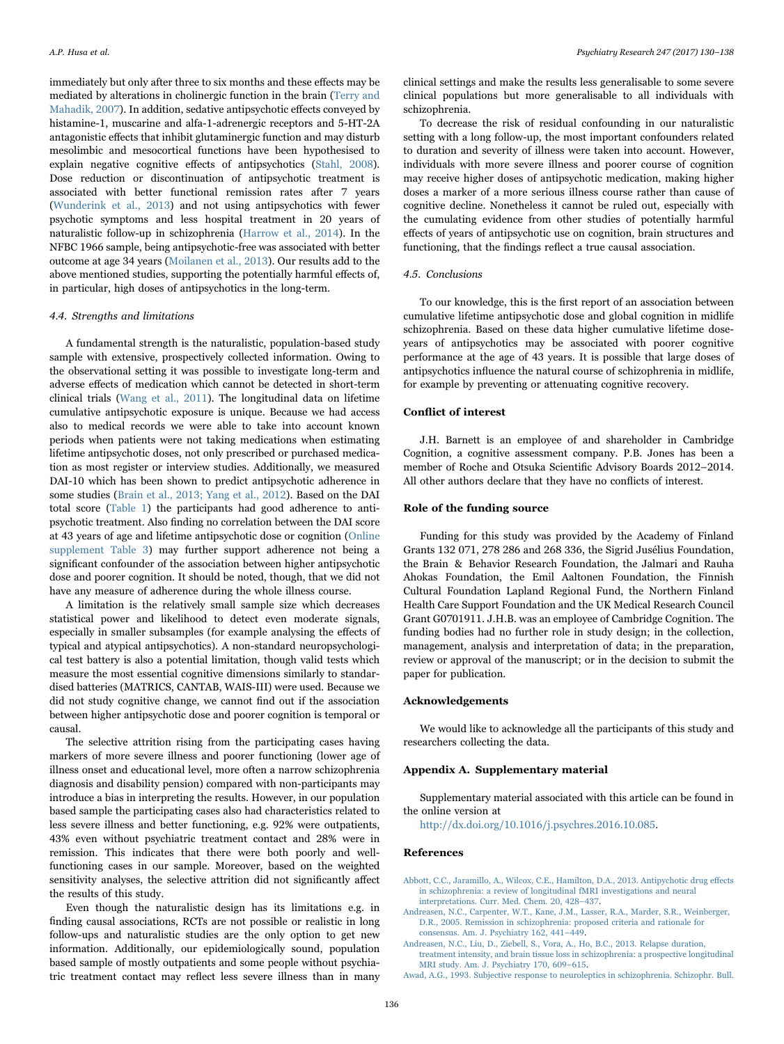immediately but only after three to six months and these effects may be mediated by alterations in cholinergic function in the brain (Terry and Mahadik, 2007). In addition, sedative antipsychotic effects conveyed by histamine-1, muscarine and alfa-1-adrenergic receptors and 5-HT-2A antagonistic effects that inhibit glutaminergic function and may disturb mesolimbic and mesocortical functions have been hypothesised to explain negative cognitive effects of antipsychotics (Stahl, 2008). Dose reduction or discontinuation of antipsychotic treatment is associated with better functional remission rates after 7 years (Wunderink et al., 2013) and not using antipsychotics with fewer psychotic symptoms and less hospital treatment in 20 years of naturalistic follow-up in schizophrenia (Harrow et al., 2014). In the NFBC 1966 sample, being antipsychotic-free was associated with better outcome at age 34 years (Moilanen et al., 2013). Our results add to the above mentioned studies, supporting the potentially harmful effects of, in particular, high doses of antipsychotics in the long-term.

### 4.4. Strengths and limitations

A fundamental strength is the naturalistic, population-based study sample with extensive, prospectively collected information. Owing to the observational setting it was possible to investigate long-term and adverse effects of medication which cannot be detected in short-term clinical trials (Wang et al., 2011). The longitudinal data on lifetime cumulative antipsychotic exposure is unique. Because we had access also to medical records we were able to take into account known periods when patients were not taking medications when estimating lifetime antipsychotic doses, not only prescribed or purchased medication as most register or interview studies. Additionally, we measured DAI-10 which has been shown to predict antipsychotic adherence in some studies (Brain et al., 2013; Yang et al., 2012). Based on the DAI total score (Table 1) the participants had good adherence to antipsychotic treatment. Also finding no correlation between the DAI score at 43 years of age and lifetime antipsychotic dose or cognition (Online supplement Table 3) may further support adherence not being a significant confounder of the association between higher antipsychotic dose and poorer cognition. It should be noted, though, that we did not have any measure of adherence during the whole illness course.

A limitation is the relatively small sample size which decreases statistical power and likelihood to detect even moderate signals, especially in smaller subsamples (for example analysing the effects of typical and atypical antipsychotics). A non-standard neuropsychological test battery is also a potential limitation, though valid tests which measure the most essential cognitive dimensions similarly to standardised batteries (MATRICS, CANTAB, WAIS-III) were used. Because we did not study cognitive change, we cannot find out if the association between higher antipsychotic dose and poorer cognition is temporal or causal.

The selective attrition rising from the participating cases having markers of more severe illness and poorer functioning (lower age of illness onset and educational level, more often a narrow schizophrenia diagnosis and disability pension) compared with non-participants may introduce a bias in interpreting the results. However, in our population based sample the participating cases also had characteristics related to less severe illness and better functioning, e.g. 92% were outpatients, 43% even without psychiatric treatment contact and 28% were in remission. This indicates that there were both poorly and well-functioning cases in our sample. Moreover, based on the weighted sensitivity analyses, the selective attrition did not significantly affect the results of this study.

Even though the naturalistic design has its limitations e.g. in finding causal associations, RCTs are not possible or realistic in long follow-ups and naturalistic studies are the only option to get new information. Additionally, our epidemiologically sound, population based sample of mostly outpatients and some people without psychiatric treatment contact may reflect less severe illness than in many clinical settings and make the results less generalisable to some severe clinical populations but more generalisable to all individuals with schizophrenia.

To decrease the risk of residual confounding in our naturalistic setting with a long follow-up, the most important confounders related to duration and severity of illness were taken into account. However, individuals with more severe illness and poorer course of cognition may receive higher doses of antipsychotic medication, making higher doses a marker of a more serious illness course rather than cause of cognitive decline. Nonetheless it cannot be ruled out, especially with the cumulating evidence from other studies of potentially harmful effects of years of antipsychotic use on cognition, brain structures and functioning, that the findings reflect a true causal association.

### 4.5. Conclusions

To our knowledge, this is the first report of an association between cumulative lifetime antipsychotic dose and global cognition in midlife schizophrenia. Based on these data higher cumulative lifetime dose-years of antipsychotics may be associated with poorer cognitive performance at the age of 43 years. It is possible that large doses of antipsychotics influence the natural course of schizophrenia in midlife, for example by preventing or attenuating cognitive recovery.

## Conflict of interest

J.H. Barnett is an employee of and shareholder in Cambridge Cognition, a cognitive assessment company. P.B. Jones has been a member of Roche and Otsuka Scientific Advisory Boards 2012–2014. All other authors declare that they have no conflicts of interest.

## Role of the funding source

Funding for this study was provided by the Academy of Finland Grants 132 071, 278 286 and 268 336, the Sigrid Jusélius Foundation, the Brain & Behavior Research Foundation, the Jalmari and Rauha Ahokas Foundation, the Emil Aaltonen Foundation, the Finnish Cultural Foundation Lapland Regional Fund, the Northern Finland Health Care Support Foundation and the UK Medical Research Council Grant G0701911. J.H.B. was an employee of Cambridge Cognition. The funding bodies had no further role in study design; in the collection, management, analysis and interpretation of data; in the preparation, review or approval of the manuscript; or in the decision to submit the paper for publication.

## Acknowledgements

We would like to acknowledge all the participants of this study and researchers collecting the data.

## Appendix A. Supplementary material

Supplementary material associated with this article can be found in the online version at http://dx.doi.org/10.1016/j.psychres.2016.10.085.

## References

Abbott, C.C., Jaramillo, A., Wilcox, C.E., Hamilton, D.A., 2013. Antipychotic drug effects in schizophrenia: a review of longitudinal fMRI investigations and neural interpretations. Curr. Med. Chem. 20, 428–437.

Andreasen, N.C., Carpenter, W.T., Kane, J.M., Lasser, R.A., Marder, S.R., Weinberger, D.R., 2005. Remission in schizophrenia: proposed criteria and rationale for consensus. Am. J. Psychiatry 162, 441–449.

Andreasen, N.C., Liu, D., Ziebell, S., Vora, A., Ho, B.C., 2013. Relapse duration, treatment intensity, and brain tissue loss in schizophrenia: a prospective longitudinal MRI study. Am. J. Psychiatry 170, 609–615.

Awad, A.G., 1993. Subjective response to neuroleptics in schizophrenia. Schizophr. Bull.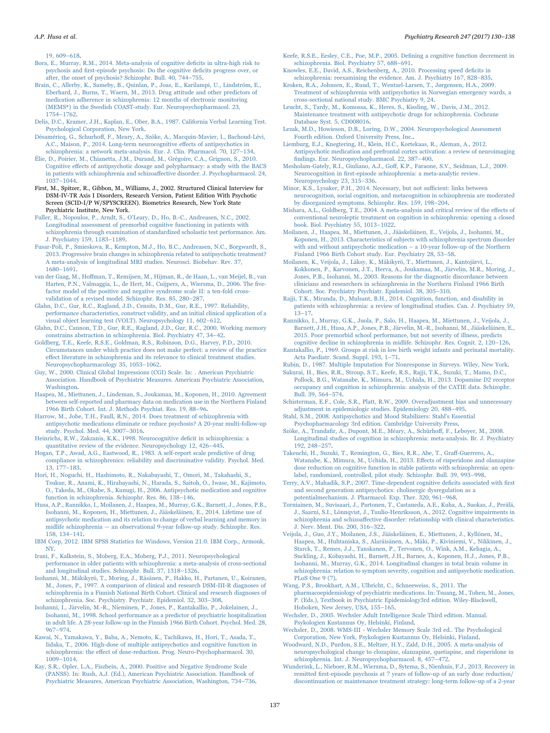19, 609–618.

Bora, E., Murray, R.M., 2014. Meta-analysis of cognitive deficits in ultra-high risk to psychosis and first-episode psychosis: Do the cognitive deficits progress over, or after, the onset of psychosis? Schizophr. Bull. 40, 744–755.

Brain, C., Allerby, K., Sameby, B., Quinlan, P., Joas, E., Karilampi, U., Lindström, E., Eberhard, J., Burns, T., Waern, M., 2013. Drug attitude and other predictors of medication adherence in schizophrenia: 12 months of electronic monitoring (MEMS®) in the Swedish COAST-study. Eur. Neuropsychopharmacol. 23, 1754–1762.

Delis, D.C., Kramer, J.H., Kaplan, E., Ober, B.A., 1987. California Verbal Learning Test. Psychological Corporation, New York.

Désaméricq, G., Schurhoff, F., Meary, A., Szöke, A., Macquin-Mavier, I., Bachoud-Lévi, A.C., Maison, P., 2014. Long-term neurocognitive effects of antipsychotics in schizophrenia: a network meta-analysis. Eur. J. Clin. Pharmacol. 70, 127–134.

Élie, D., Poirier, M., Chianetta, J.M., Durand, M., Grégoire, C.A., Grignon, S., 2010. Cognitive effects of antipsychotic dosage and polypharmacy: a study with the BACS in patients with schizophrenia and schizoaffective disorder. J. Psychopharmacol. 24, 1037–1044.

First, M., Spitzer, R., Gibbon, M., Williams, J., 2002. Structured Clinical Interview for DSM-IV-TR Axis I Disorders, Research Version, Patient Edition With Psychotic Screen (SCID-I/P W/SPYSCREEN). Biometrics Research, New York State Psychiatric Institute, New York.

Fuller, R., Nopoulos, P., Arndt, S., O'Leary, D., Ho, B.-C., Andreasen, N.C., 2002. Longitudinal assessment of premorbid cognitive functioning in patients with schizophrenia through examination of standardized scholastic test performance. Am. J. Psychiatry 159, 1183–1189.

Fusar-Poli, P., Smieskova, R., Kempton, M.J., Ho, B.C., Andreasen, N.C., Borgwardt, S., 2013. Progressive brain changes in schizophrenia related to antipsychotic treatment? A meta-analysis of longitudinal MRI studies. Neurosci. Biobehav. Rev. 37, 1680–1691.

van der Gaag, M., Hoffman, T., Remijsen, M., Hijman, R., de Haan, L., van Meijel, B., van Harten, P.N., Valmaggia, L., de Hert, M., Cuijpers, A., Wiersma, D., 2006. The five-factor model of the positive and negative syndrome scale II: a ten-fold cross-validation of a revised model. Schizophr. Res. 85, 280–287.

Glahn, D.C., Gur, R.C., Ragland, J.D., Censits, D.M., Gur, R.E., 1997. Reliability, performance characteristics, construct validity, and an initial clinical application of a visual object learning test (VOLT). Neuropsychology 11, 602–612.

Glahn, D.C., Cannon, T.D., Gur, R.E., Ragland, J.D., Gur, R.C., 2000. Working memory constrains abstraction in schizophrenia. Biol. Psychiatry 47, 34–42.

Goldberg, T.E., Keefe, R.S.E., Goldman, R.S., Robinson, D.G., Harvey, P.D., 2010. Circumstances under which practice does not make perfect: a review of the practice effect literature in schizophrenia and its relevance to clinical treatment studies. Neuropsychopharmacology 35, 1053–1062.

Guy, W., 2000. Clinical Global Impressions (CGI) Scale. In: . American Psychiatric Association. Handbook of Psychiatric Measures. American Psychiatric Association, Washington.

Haapea, M., Miettunen, J., Lindeman, S., Joukamaa, M., Koponen, H., 2010. Agreement between self-reported and pharmacy data on medication use in the Northern Finland 1966 Birth Cohort. Int. J. Methods Psychiat. Res. 19, 88–96.

Harrow, M., Jobe, T.H., Faull, R.N., 2014. Does treatment of schizophrenia with antipsychotic medications eliminate or reduce psychosis? A 20-year multi-follow-up study. Psychol. Med. 44, 3007–3016.

Heinrichs, R.W., Zakzanis, K.K., 1998. Neurocognitive deficit in schizophrenia: a quantitative review of the evidence. Neuropsychology 12, 426–445.

Hogan, T.P., Awad, A.G., Eastwood, R., 1983. A self-report scale predictive of drug compliance in schizophrenics: reliability and discriminative validity. Psychol. Med. 13, 177–183.

Hori, H., Noguchi, H., Hashimoto, R., Nakabayashi, T., Omori, M., Takahashi, S., Tsukue, R., Anami, K., Hirabayashi, N., Harada, S., Saitoh, O., Iwase, M., Kajimoto, O., Takeda, M., Okabe, S., Kunugi, H., 2006. Antipsychotic medication and cognitive function in schizophrenia. Schizophr. Res. 86, 138–146.

Husa, A.P., Rannikko, I., Moilanen, J., Haapea, M., Murray, G.K., Barnett, J., Jones, P.B., Isohanni, M., Koponen, H., Miettunen, J., Jääskeläinen, E., 2014. Lifetime use of antipsychotic medication and its relation to change of verbal learning and memory in midlife schizophrenia — an observational 9-year follow-up study. Schizophr. Res. 158, 134–141.

IBM Corp, 2012. IBM SPSS Statistics for Windows, Version 21.0. IBM Corp., Armonk, NY.

Irani, F., Kalkstein, S., Moberg, E.A., Moberg, P.J., 2011. Neuropsychological performance in older patients with schizophrenia: a meta-analysis of cross-sectional and longitudinal studies. Schizophr. Bull. 37, 1318–1326.

Isohanni, M., Mäkikyrö, T., Moring, J., Räsänen, P., Hakko, H., Partanen, U., Koiranen, M., Jones, P., 1997. A comparison of clinical and research DSM-III-R diagnoses of schizophrenia in a Finnish National Birth Cohort. Clinical and research diagnoses of schizophrenia. Soc. Psychiatry. Psychiatr. Epidemiol. 32, 303–308.

Isohanni, I., Järvelin, M.-R., Nieminen, P., Jones, P., Rantakallio, P., Jokelainen, J., Isohanni, M., 1998. School performance as a predictor of psychiatric hospitalization in adult life. A 28-year follow-up in the Finnish 1966 Birth Cohort. Psychol. Med. 28, 967–974.

Kawai, N., Yamakawa, Y., Baba, A., Nemoto, K., Tachikawa, H., Hori, T., Asada, T., Iidaka, T., 2006. High-dose of multiple antipsychotics and cognitive function in schizophrenia: the effect of dose-reduction. Prog. Neuro-Psychopharmacol. 30, 1009–1014.

Kay, S.R., Opler, L.A., Fiszbein, A., 2000. Positive and Negative Syndrome Scale (PANSS). In: Rush, A.J. (Ed.), American Psychiatric Association. Handbook of Psychiatric Measures, American Psychiatric Association, Washington, 734–736.

Keefe, R.S.E., Eesley, C.E., Poe, M.P., 2005. Defining a cognitive function decrement in schizophrenia. Biol. Psychiatry 57, 688–691.

Knowles, E.E., David, A.S., Reichenberg, A., 2010. Processing speed deficits in schizophrenia: reexamining the evidence. Am. J. Psychiatry 167, 828–835.

Kroken, R.A., Johnsen, E., Ruud, T., Wentzel-Larsen, T., Jørgensen, H.A., 2009. Treatment of schizophrenia with antipsychotics in Norwegian emergency wards, a cross-sectional national study. BMC Psychiatry 9, 24.

Leucht, S., Tardy, M., Komossa, K., Heres, S., Kissling, W., Davis, J.M., 2012. Maintenance treatment with antipsychotic drugs for schizophrenia. Cochrane Database Syst. 5, CD008016.

Lezak, M.D., Howieson, D.B., Loring, D.W., 2004. Neuropsychological Assessment Fourth edition. Oxford University Press, Inc..

Liemburg, E.J., Knegtering, H., Klein, H.C., Kortekaas, R., Aleman, A., 2012. Antipsychotic medication and prefrontal cortex activation: a review of neuroimaging findings. Eur. Neuropsychopharmacol. 22, 387–400.

Mesholam-Gately, R.I., Giuliano, A.J., Goff, K.P., Faraone, S.V., Seidman, L.J., 2009. Neurocognition in first-episode schizophrenia: a meta-analytic review. Neuropsychology 23, 315–336.

Minor, K.S., Lysaker, P.H., 2014. Necessary, but not sufficient: links between neurocognition, social cognition, and metacognition in schizophrenia are moderated by disorganized symptoms. Schizophr. Res. 159, 198–204.

Mishara, A.L., Goldberg, T.E., 2004. A meta-analysis and critical review of the effects of conventional neuroleptic treatment on cognition in schizophrenia: opening a closed book. Biol. Psychiatry 55, 1013–1022.

Moilanen, J., Haapea, M., Miettunen, J., Jääskeläinen, E., Veijola, J., Isohanni, M., Koponen, H., 2013. Characteristics of subjects with schizophrenia spectrum disorder with and without antipsychotic medication – a 10-year follow-up of the Northern Finland 1966 Birth Cohort study. Eur. Psychiatry 28, 53–58.

Moilanen, K., Veijola, J., Läksy, K., Mäkikyrö, T., Miettunen, J., Kantojärvi, L., Kokkonen, P., Karvonen, J.T., Herva, A., Joukamaa, M., Järvelin, M.R., Moring, J., Jones, P.B., Isohanni, M., 2003. Reasons for the diagnostic discordance between clinicians and researchers in schizophrenia in the Northern Finland 1966 Birth Cohort. Soc. Psychiatry Psychiatr. Epidemiol. 38, 305–310.

Rajji, T.K., Miranda, D., Mulsant, B.H., 2014. Cognition, function, and disability in patients with schizophrenia: a review of longitudinal studies. Can. J. Psychiatry 59, 13–17.

Rannikko, I., Murray, G.K., Juola, P., Salo, H., Haapea, M., Miettunen, J., Veijola, J., Barnett, J.H., Husa, A.P., Jones, P.B., Järvelin, M.-R., Isohanni, M., Jääskeläinen, E., 2015. Poor premorbid school performance, but not severity of illness, predicts cognitive decline in schizophrenia in midlife. Schizophr. Res. Cognit. 2, 120–126.

Rantakallio, P., 1969. Groups at risk in low birth weight infants and perinatal mortality. Acta Paediatr. Scand. Suppl. 193, 1–71.

Rubin, D., 1987. Multiple Imputation For Nonresponse in Surveys. Wiley, New York.

Sakurai, H., Bies, R.R., Stroup, S.T., Keefe, R.S., Rajji, T.K., Suzuki, T., Mamo, D.C., Pollock, B.G., Watanabe, K., Mimura, M., Uchida, H., 2013. Dopamine D2 receptor occupancy and cognition in schizophrenia: analysis of the CATIE data. Schizophr. Bull. 39, 564–574.

Schisterman, E.F., Cole, S.R., Platt, R.W., 2009. Overadjustment bias and unnecessary adjustment in epidemiologic studies. Epidemiology 20, 488–495.

Stahl, S.M., 2008. Antipsychotics and Mood Stabilizers: Stahl's Essential Psychopharmacology 3rd edition. Cambridge University Press.

Szöke, A., Trandafir, A., Dupont, M.E., Méary, A., Schürhoff, F., Leboyer, M., 2008. Longitudinal studies of cognition in schizophrenia: meta-analysis. Br. J. Psychiatry 192, 248–257.

Takeuchi, H., Suzuki, T., Remington, G., Bies, R.R., Abe, T., Graff-Guerrero, A., Watanabe, K., Mimura, M., Uchida, H., 2013. Effects of risperidone and olanzapine dose reduction on cognitive function in stable patients with schizophrenia: an open-label, randomized, controlled, pilot study. Schizophr. Bull. 39, 993–998.

Terry, A.V., Mahadik, S.P., 2007. Time-dependent cognitive deficits associated with first and second generation antipsychotics: cholinergic dysregulation as a potentialmechanism. J. Pharmacol. Exp. Ther. 320, 961–968.

Tornianen, M., Suvisaari, J., Partonen, T., Castaneda, A.E., Kuha, A., Suokas, J., Perälä, J., Saarni, S.I., Lönnqvist, J., Tuulio-Henriksson, A., 2012. Cognitive impairments in schizophrenia and schizoaffective disorder: relationship with clinical characteristics. J. Nerv. Ment. Dis. 200, 316–322.

Veijola, J., Guo, J.Y., Moilanen, J.S., Jääskeläinen, E., Miettunen, J., Kyllönen, M., Haapea, M., Huhtaniska, S., Alaräisänen, A., Mäki, P., Kiviniemi, V., Nikkinen, J., Starck, T., Remes, J.J., Tanskanen, P., Tervonen, O., Wink, A.M., Kehagia, A., Suckling, J., Kobayashi, H., Barnett, J.H., Barnes, A., Koponen, H.J., Jones, P.B., Isohanni, M., Murray, G.K., 2014. Longitudinal changes in total brain volume in schizophrenia: relation to symptom severity, cognition and antipsychotic medication. PLoS One 9 (7).

Wang, P.S., Brookhart, A.M., Ulbricht, C., Schneeweiss, S., 2011. The pharmacoepidemiology of psychiatric medications. In: Tsuang, M., Tohen, M., Jones, P. (Eds.), Textbook in Psychiatric Epidemiology3rd edition. Wiley-Blackwell, Hoboken, New Jersey, USA, 155–165.

Wechsler, D., 2005. Wechsler Adult Intelligence Scale Third edition. Manual. Psykologien Kustannus Oy, Helsinki, Finland.

Wechsler, D., 2008. WMS-III - Wechsler Memory Scale 3rd ed.. The Psychological Corporation, New York, Psykologien Kustannus Oy, Helsinki, Finland.

Woodward, N.D., Purdon, S.E., Meltzer, H.Y., Zald, D.H., 2005. A meta-analysis of neuropsychological change to clozapine, olanzapine, quetiapine, and risperidone in schizophrenia. Int. J. Neuropsychopharmacol. 8, 457–472.

Wunderink, L., Nieboer, R.M., Wiersma, D., Sytema, S., Nienhuis, F.J., 2013. Recovery in remitted first-episode psychosis at 7 years of follow-up of an early dose reduction/discontinuation or maintenance treatment strategy: long-term follow-up of a 2-year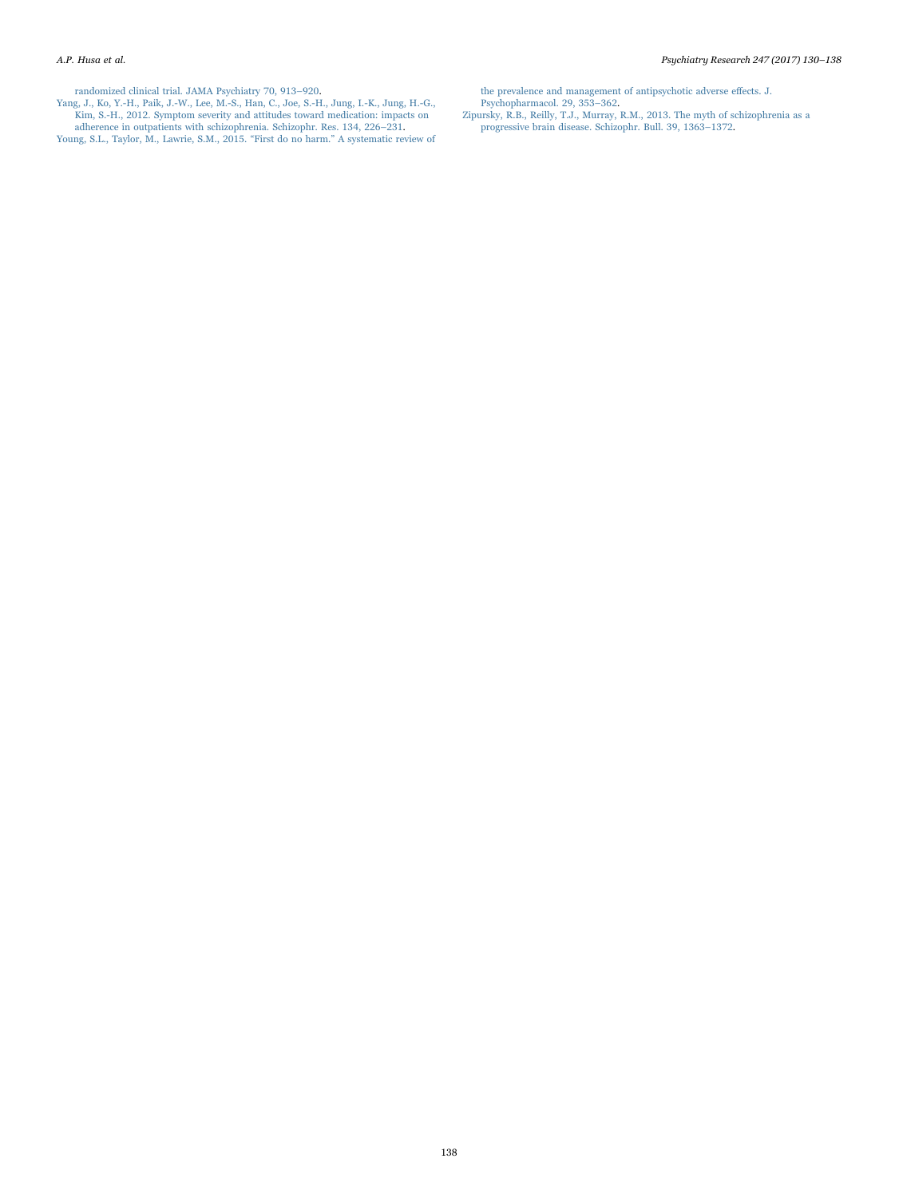randomized clinical trial. JAMA Psychiatry 70, 913–920.

Yang, J., Ko, Y.-H., Paik, J.-W., Lee, M.-S., Han, C., Joe, S.-H., Jung, I.-K., Jung, H.-G., Kim, S.-H., 2012. Symptom severity and attitudes toward medication: impacts on adherence in outpatients with schizophrenia. Schizophr. Res. 134, 226–231.

Young, S.L., Taylor, M., Lawrie, S.M., 2015. "First do no harm." A systematic review of the prevalence and management of antipsychotic adverse effects. J. Psychopharmacol. 29, 353–362.

Zipursky, R.B., Reilly, T.J., Murray, R.M., 2013. The myth of schizophrenia as a progressive brain disease. Schizophr. Bull. 39, 1363–1372.